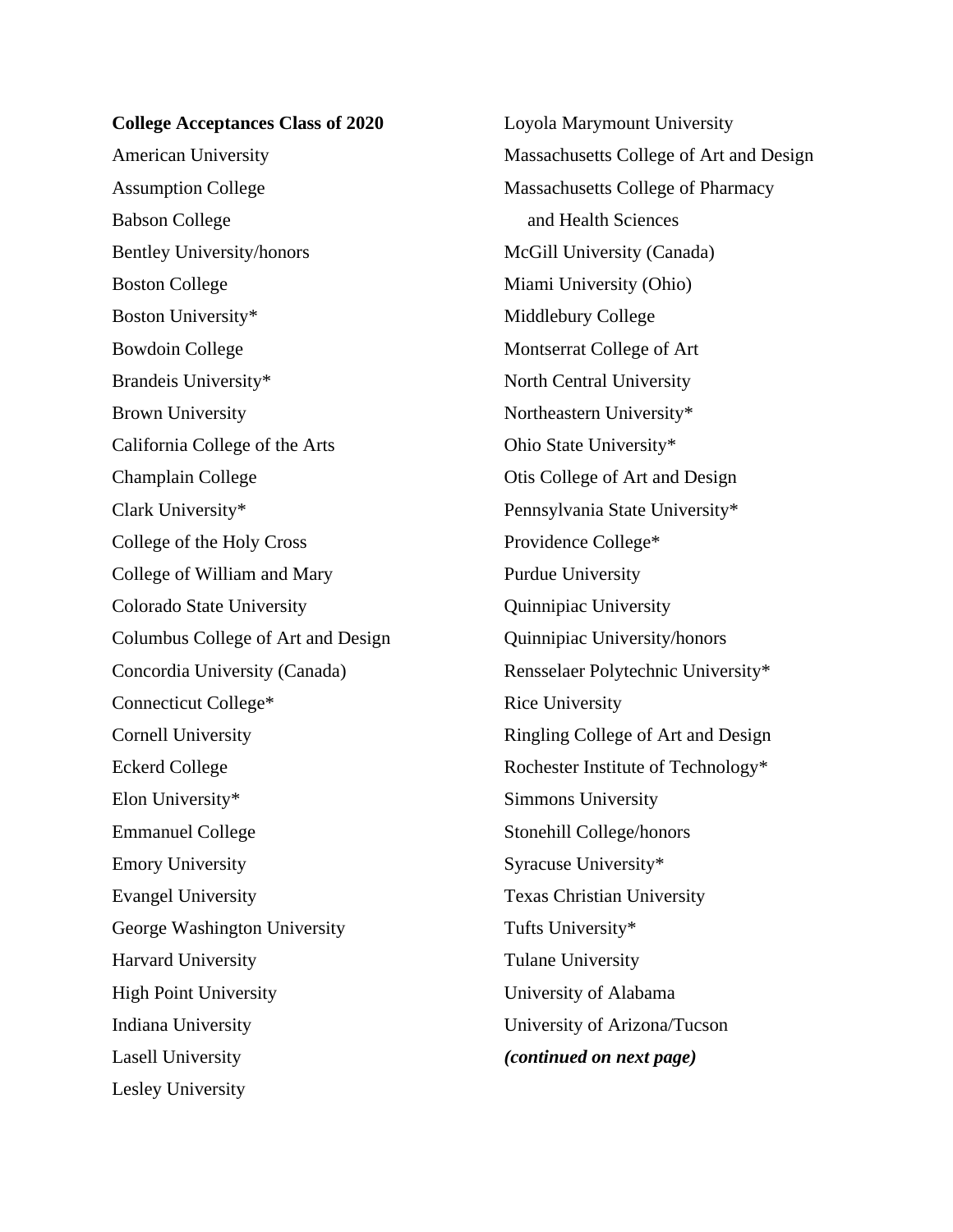**College Acceptances Class of 2020**

American University
Assumption College
Babson College
Bentley University/honors
Boston College
Boston University*
Bowdoin College
Brandeis University*
Brown University
California College of the Arts
Champlain College
Clark University*
College of the Holy Cross
College of William and Mary
Colorado State University
Columbus College of Art and Design
Concordia University (Canada)
Connecticut College*
Cornell University
Eckerd College
Elon University*
Emmanuel College
Emory University
Evangel University
George Washington University
Harvard University
High Point University
Indiana University
Lasell University
Lesley University
Loyola Marymount University
Massachusetts College of Art and Design
Massachusetts College of Pharmacy and Health Sciences
McGill University (Canada)
Miami University (Ohio)
Middlebury College
Montserrat College of Art
North Central University
Northeastern University*
Ohio State University*
Otis College of Art and Design
Pennsylvania State University*
Providence College*
Purdue University
Quinnipiac University
Quinnipiac University/honors
Rensselaer Polytechnic University*
Rice University
Ringling College of Art and Design
Rochester Institute of Technology*
Simmons University
Stonehill College/honors
Syracuse University*
Texas Christian University
Tufts University*
Tulane University
University of Alabama
University of Arizona/Tucson

***(continued on next page)***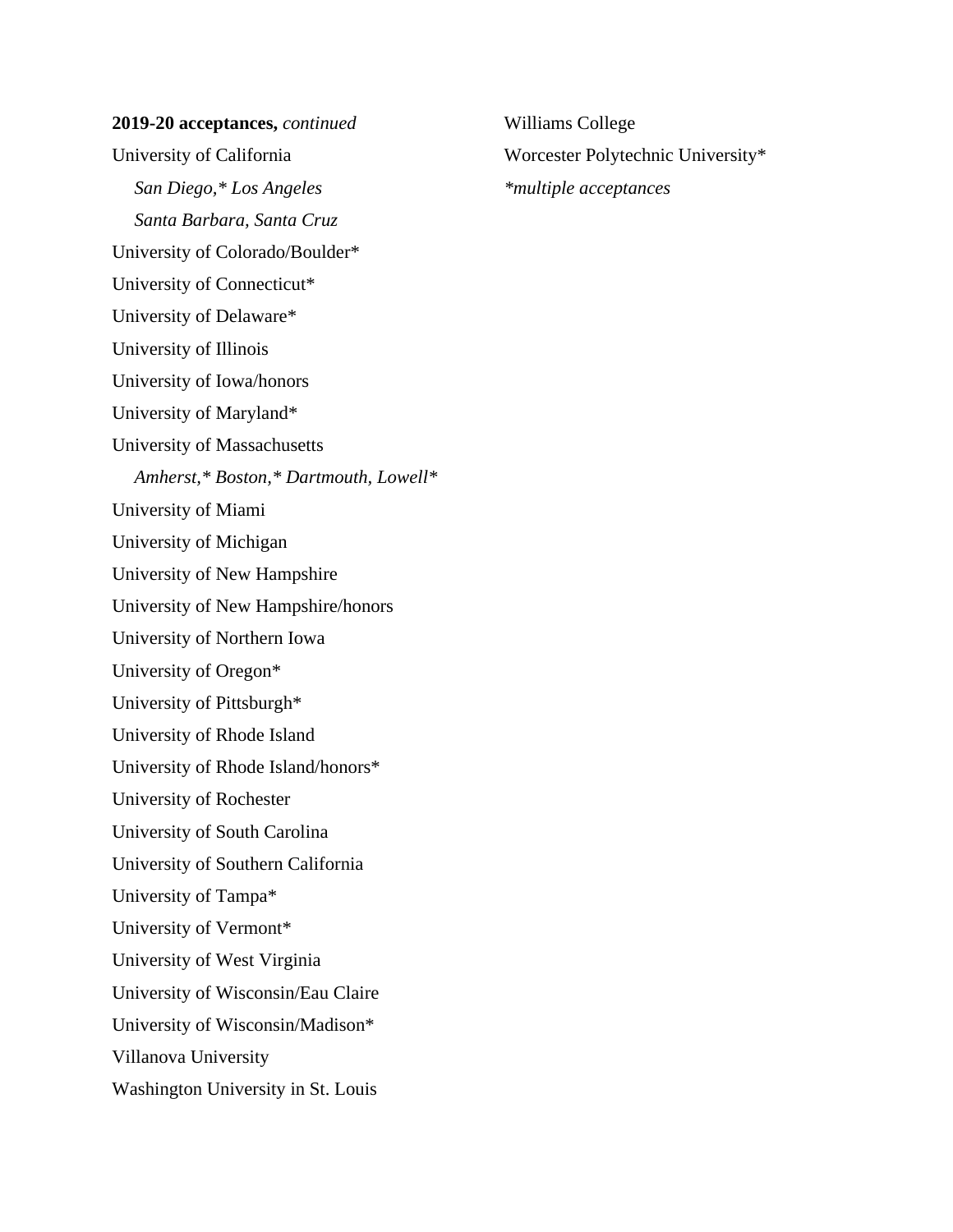**2019-20 acceptances,** *continued*

University of California

*San Diego,* Los Angeles*

*Santa Barbara, Santa Cruz*

University of Colorado/Boulder*

University of Connecticut*

University of Delaware*

University of Illinois

University of Iowa/honors

University of Maryland*

University of Massachusetts

*Amherst,* Boston,* Dartmouth, Lowell**

University of Miami

University of Michigan

University of New Hampshire

University of New Hampshire/honors

University of Northern Iowa

University of Oregon*

University of Pittsburgh*

University of Rhode Island

University of Rhode Island/honors*

University of Rochester

University of South Carolina

University of Southern California

University of Tampa*

University of Vermont*

University of West Virginia

University of Wisconsin/Eau Claire

University of Wisconsin/Madison*

Villanova University

Washington University in St. Louis

Williams College

Worcester Polytechnic University*

**multiple acceptances*